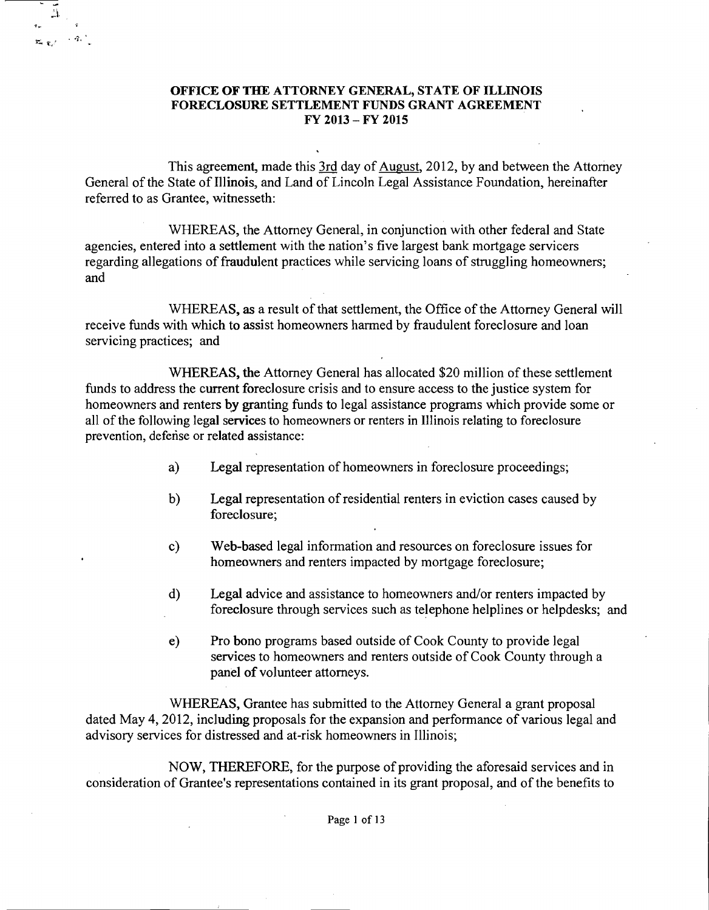**OFFICE OF THE ATTORNEY GENERAL, STATE OF ILLINOIS**
**FORECLOSURE SETTLEMENT FUNDS GRANT AGREEMENT**
**FY 2013 – FY 2015**

This agreement, made this 3rd day of August, 2012, by and between the Attorney General of the State of Illinois, and Land of Lincoln Legal Assistance Foundation, hereinafter referred to as Grantee, witnesseth:

WHEREAS, the Attorney General, in conjunction with other federal and State agencies, entered into a settlement with the nation's five largest bank mortgage servicers regarding allegations of fraudulent practices while servicing loans of struggling homeowners; and

WHEREAS, as a result of that settlement, the Office of the Attorney General will receive funds with which to assist homeowners harmed by fraudulent foreclosure and loan servicing practices; and

WHEREAS, the Attorney General has allocated $20 million of these settlement funds to address the current foreclosure crisis and to ensure access to the justice system for homeowners and renters by granting funds to legal assistance programs which provide some or all of the following legal services to homeowners or renters in Illinois relating to foreclosure prevention, defense or related assistance:

a) Legal representation of homeowners in foreclosure proceedings;

b) Legal representation of residential renters in eviction cases caused by foreclosure;

c) Web-based legal information and resources on foreclosure issues for homeowners and renters impacted by mortgage foreclosure;

d) Legal advice and assistance to homeowners and/or renters impacted by foreclosure through services such as telephone helplines or helpdesks; and

e) Pro bono programs based outside of Cook County to provide legal services to homeowners and renters outside of Cook County through a panel of volunteer attorneys.

WHEREAS, Grantee has submitted to the Attorney General a grant proposal dated May 4, 2012, including proposals for the expansion and performance of various legal and advisory services for distressed and at-risk homeowners in Illinois;

NOW, THEREFORE, for the purpose of providing the aforesaid services and in consideration of Grantee's representations contained in its grant proposal, and of the benefits to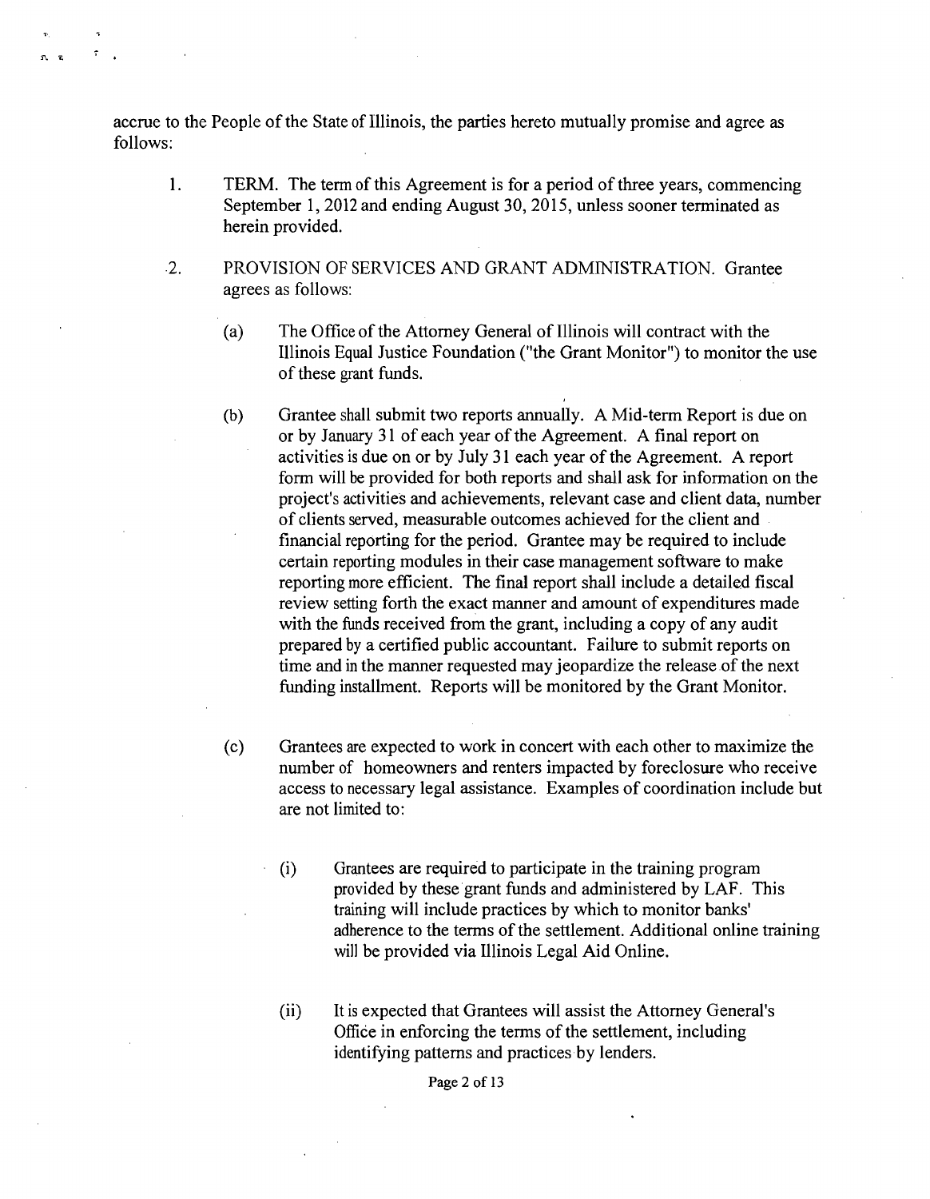accrue to the People of the State of Illinois, the parties hereto mutually promise and agree as follows:

1. TERM. The term of this Agreement is for a period of three years, commencing September 1, 2012 and ending August 30, 2015, unless sooner terminated as herein provided.

2. PROVISION OF SERVICES AND GRANT ADMINISTRATION. Grantee agrees as follows:

   (a) The Office of the Attorney General of Illinois will contract with the Illinois Equal Justice Foundation ("the Grant Monitor") to monitor the use of these grant funds.

   (b) Grantee shall submit two reports annually. A Mid-term Report is due on or by January 31 of each year of the Agreement. A final report on activities is due on or by July 31 each year of the Agreement. A report form will be provided for both reports and shall ask for information on the project's activities and achievements, relevant case and client data, number of clients served, measurable outcomes achieved for the client and financial reporting for the period. Grantee may be required to include certain reporting modules in their case management software to make reporting more efficient. The final report shall include a detailed fiscal review setting forth the exact manner and amount of expenditures made with the funds received from the grant, including a copy of any audit prepared by a certified public accountant. Failure to submit reports on time and in the manner requested may jeopardize the release of the next funding installment. Reports will be monitored by the Grant Monitor.

   (c) Grantees are expected to work in concert with each other to maximize the number of homeowners and renters impacted by foreclosure who receive access to necessary legal assistance. Examples of coordination include but are not limited to:

      (i) Grantees are required to participate in the training program provided by these grant funds and administered by LAF. This training will include practices by which to monitor banks' adherence to the terms of the settlement. Additional online training will be provided via Illinois Legal Aid Online.

      (ii) It is expected that Grantees will assist the Attorney General's Office in enforcing the terms of the settlement, including identifying patterns and practices by lenders.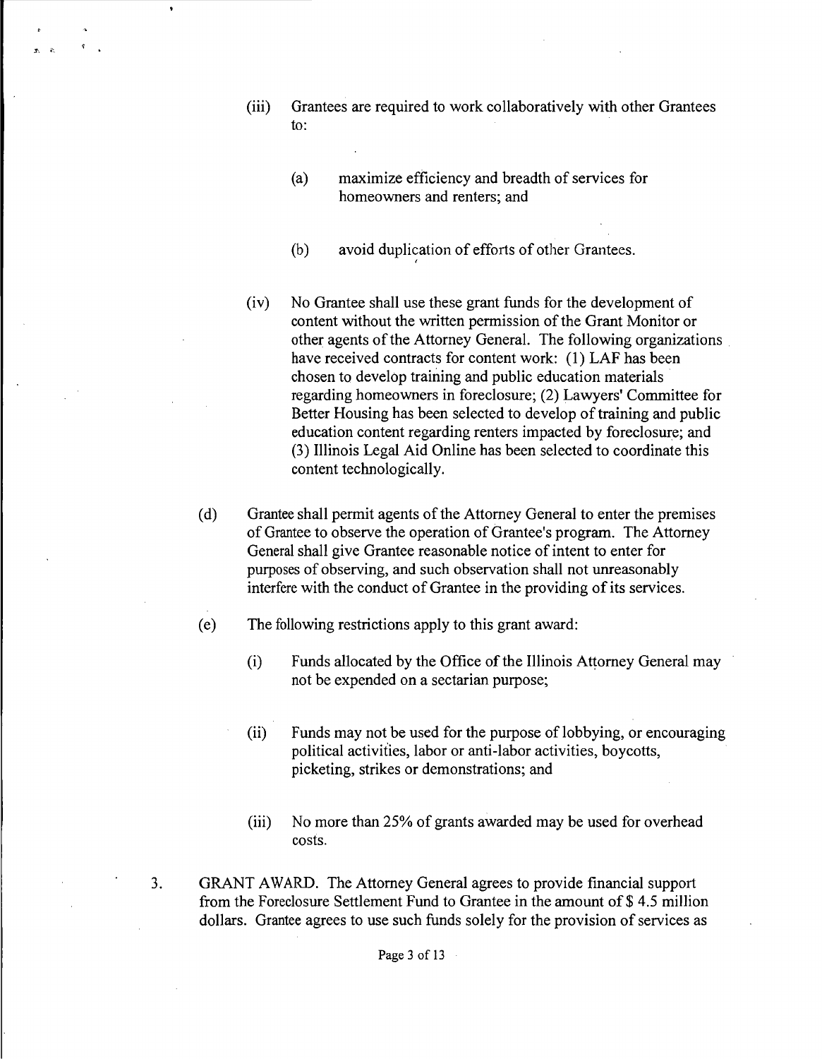(iii) Grantees are required to work collaboratively with other Grantees to:

   (a) maximize efficiency and breadth of services for homeowners and renters; and

   (b) avoid duplication of efforts of other Grantees.

(iv) No Grantee shall use these grant funds for the development of content without the written permission of the Grant Monitor or other agents of the Attorney General. The following organizations have received contracts for content work: (1) LAF has been chosen to develop training and public education materials regarding homeowners in foreclosure; (2) Lawyers' Committee for Better Housing has been selected to develop of training and public education content regarding renters impacted by foreclosure; and (3) Illinois Legal Aid Online has been selected to coordinate this content technologically.

(d) Grantee shall permit agents of the Attorney General to enter the premises of Grantee to observe the operation of Grantee's program. The Attorney General shall give Grantee reasonable notice of intent to enter for purposes of observing, and such observation shall not unreasonably interfere with the conduct of Grantee in the providing of its services.

(e) The following restrictions apply to this grant award:

   (i) Funds allocated by the Office of the Illinois Attorney General may not be expended on a sectarian purpose;

   (ii) Funds may not be used for the purpose of lobbying, or encouraging political activities, labor or anti-labor activities, boycotts, picketing, strikes or demonstrations; and

   (iii) No more than 25% of grants awarded may be used for overhead costs.

3. GRANT AWARD. The Attorney General agrees to provide financial support from the Foreclosure Settlement Fund to Grantee in the amount of $ 4.5 million dollars. Grantee agrees to use such funds solely for the provision of services as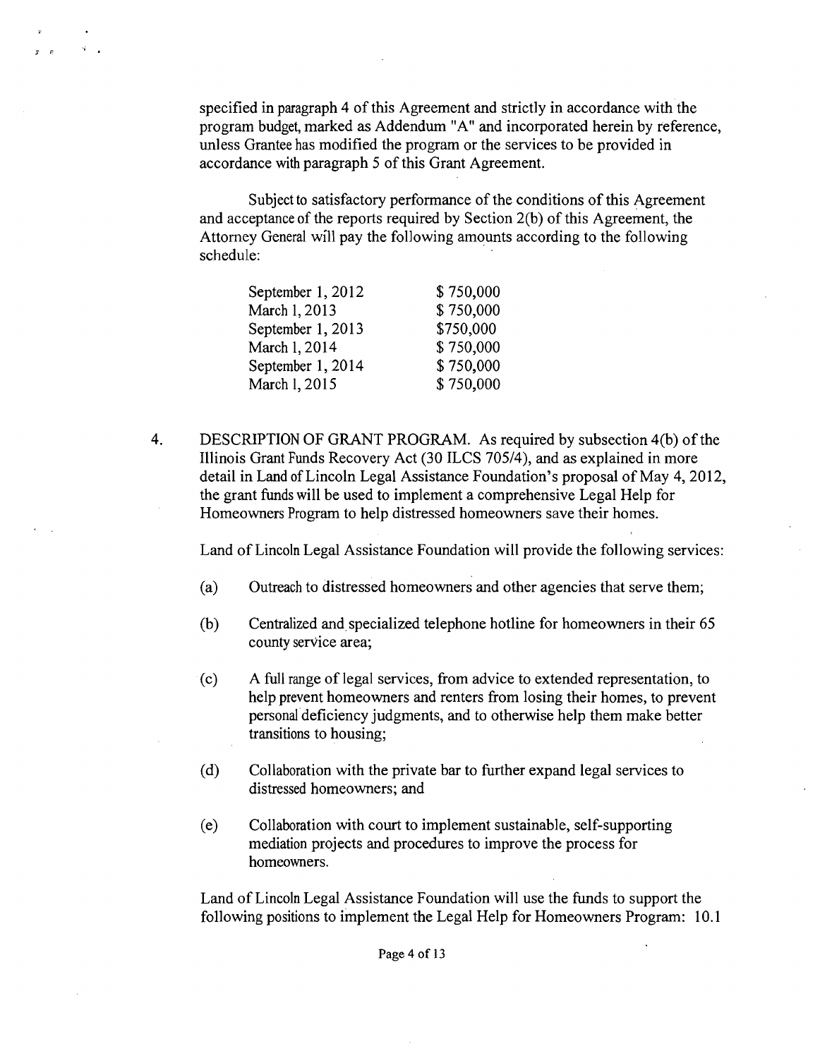specified in paragraph 4 of this Agreement and strictly in accordance with the program budget, marked as Addendum "A" and incorporated herein by reference, unless Grantee has modified the program or the services to be provided in accordance with paragraph 5 of this Grant Agreement.

Subject to satisfactory performance of the conditions of this Agreement and acceptance of the reports required by Section 2(b) of this Agreement, the Attorney General will pay the following amounts according to the following schedule:

| | |
|---|---|
| September 1, 2012 | $ 750,000 |
| March 1, 2013 | $ 750,000 |
| September 1, 2013 | $750,000 |
| March 1, 2014 | $ 750,000 |
| September 1, 2014 | $ 750,000 |
| March 1, 2015 | $ 750,000 |

4. DESCRIPTION OF GRANT PROGRAM. As required by subsection 4(b) of the Illinois Grant Funds Recovery Act (30 ILCS 705/4), and as explained in more detail in Land of Lincoln Legal Assistance Foundation's proposal of May 4, 2012, the grant funds will be used to implement a comprehensive Legal Help for Homeowners Program to help distressed homeowners save their homes.

   Land of Lincoln Legal Assistance Foundation will provide the following services:

   (a) Outreach to distressed homeowners and other agencies that serve them;

   (b) Centralized and specialized telephone hotline for homeowners in their 65 county service area;

   (c) A full range of legal services, from advice to extended representation, to help prevent homeowners and renters from losing their homes, to prevent personal deficiency judgments, and to otherwise help them make better transitions to housing;

   (d) Collaboration with the private bar to further expand legal services to distressed homeowners; and

   (e) Collaboration with court to implement sustainable, self-supporting mediation projects and procedures to improve the process for homeowners.

   Land of Lincoln Legal Assistance Foundation will use the funds to support the following positions to implement the Legal Help for Homeowners Program: 10.1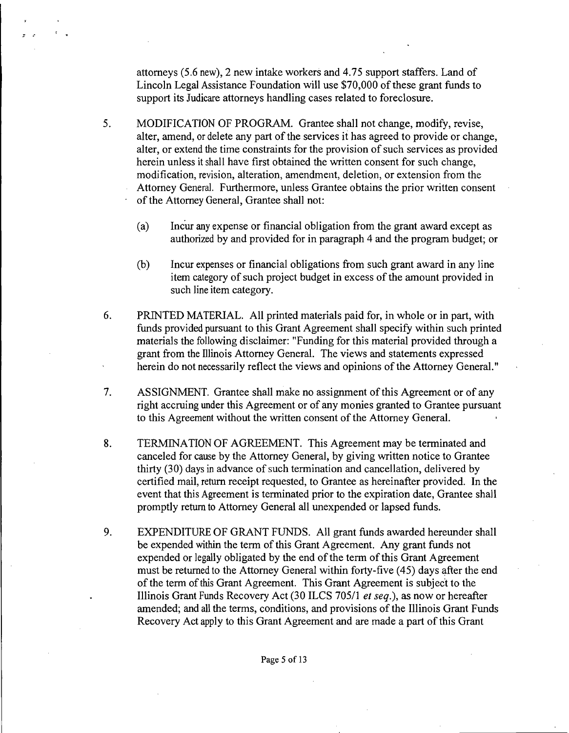attorneys (5.6 new), 2 new intake workers and 4.75 support staffers. Land of Lincoln Legal Assistance Foundation will use $70,000 of these grant funds to support its Judicare attorneys handling cases related to foreclosure.

5. MODIFICATION OF PROGRAM. Grantee shall not change, modify, revise, alter, amend, or delete any part of the services it has agreed to provide or change, alter, or extend the time constraints for the provision of such services as provided herein unless it shall have first obtained the written consent for such change, modification, revision, alteration, amendment, deletion, or extension from the Attorney General. Furthermore, unless Grantee obtains the prior written consent of the Attorney General, Grantee shall not:

   (a) Incur any expense or financial obligation from the grant award except as authorized by and provided for in paragraph 4 and the program budget; or

   (b) Incur expenses or financial obligations from such grant award in any line item category of such project budget in excess of the amount provided in such line item category.

6. PRINTED MATERIAL. All printed materials paid for, in whole or in part, with funds provided pursuant to this Grant Agreement shall specify within such printed materials the following disclaimer: "Funding for this material provided through a grant from the Illinois Attorney General. The views and statements expressed herein do not necessarily reflect the views and opinions of the Attorney General."

7. ASSIGNMENT. Grantee shall make no assignment of this Agreement or of any right accruing under this Agreement or of any monies granted to Grantee pursuant to this Agreement without the written consent of the Attorney General.

8. TERMINATION OF AGREEMENT. This Agreement may be terminated and canceled for cause by the Attorney General, by giving written notice to Grantee thirty (30) days in advance of such termination and cancellation, delivered by certified mail, return receipt requested, to Grantee as hereinafter provided. In the event that this Agreement is terminated prior to the expiration date, Grantee shall promptly return to Attorney General all unexpended or lapsed funds.

9. EXPENDITURE OF GRANT FUNDS. All grant funds awarded hereunder shall be expended within the term of this Grant Agreement. Any grant funds not expended or legally obligated by the end of the term of this Grant Agreement must be returned to the Attorney General within forty-five (45) days after the end of the term of this Grant Agreement. This Grant Agreement is subject to the Illinois Grant Funds Recovery Act (30 ILCS 705/1 *et seq.*), as now or hereafter amended; and all the terms, conditions, and provisions of the Illinois Grant Funds Recovery Act apply to this Grant Agreement and are made a part of this Grant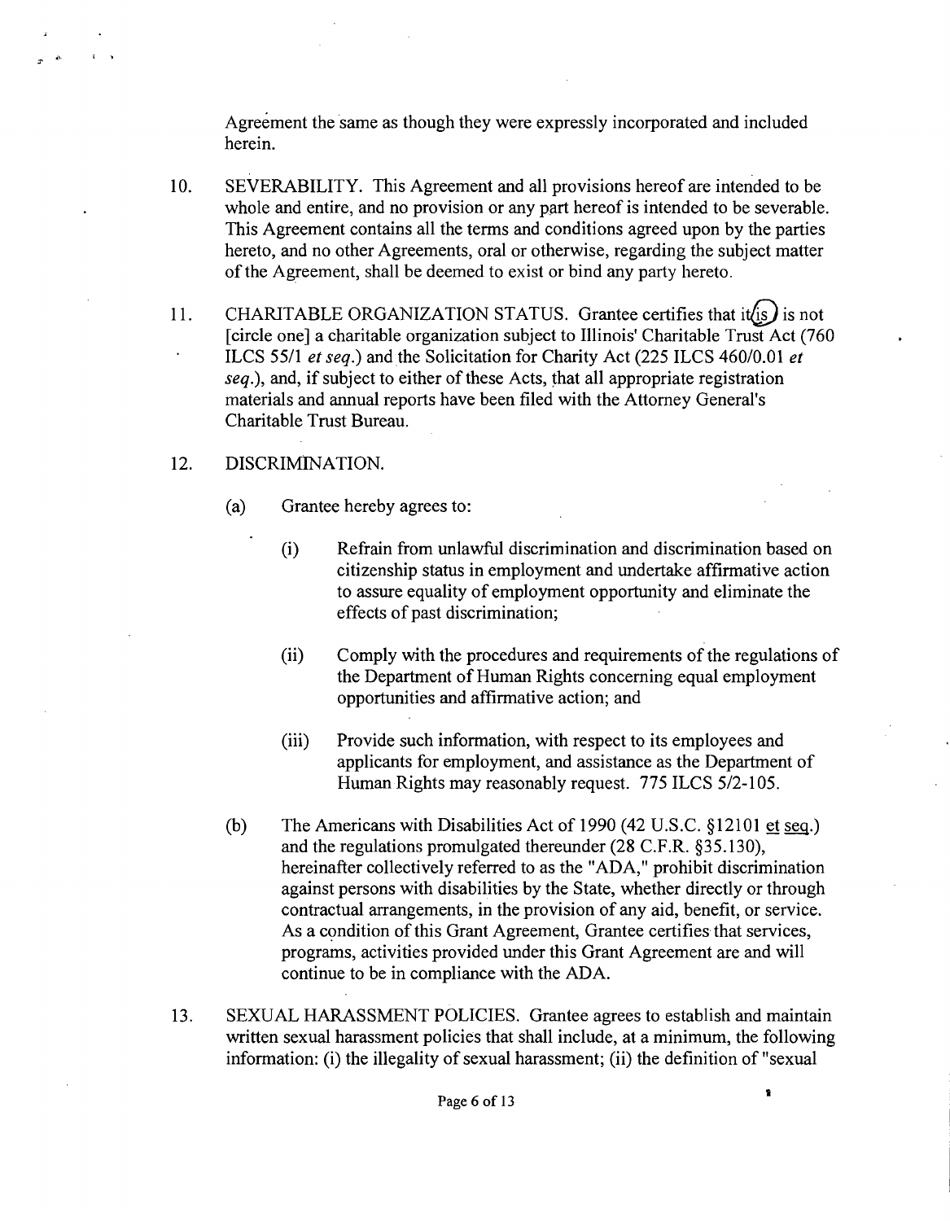Agreement the same as though they were expressly incorporated and included herein.

10. SEVERABILITY. This Agreement and all provisions hereof are intended to be whole and entire, and no provision or any part hereof is intended to be severable. This Agreement contains all the terms and conditions agreed upon by the parties hereto, and no other Agreements, oral or otherwise, regarding the subject matter of the Agreement, shall be deemed to exist or bind any party hereto.

11. CHARITABLE ORGANIZATION STATUS. Grantee certifies that it is is not [circle one] a charitable organization subject to Illinois' Charitable Trust Act (760 ILCS 55/1 *et seq.*) and the Solicitation for Charity Act (225 ILCS 460/0.01 *et seq.*), and, if subject to either of these Acts, that all appropriate registration materials and annual reports have been filed with the Attorney General's Charitable Trust Bureau.

12. DISCRIMINATION.

    (a) Grantee hereby agrees to:

    (i) Refrain from unlawful discrimination and discrimination based on citizenship status in employment and undertake affirmative action to assure equality of employment opportunity and eliminate the effects of past discrimination;

    (ii) Comply with the procedures and requirements of the regulations of the Department of Human Rights concerning equal employment opportunities and affirmative action; and

    (iii) Provide such information, with respect to its employees and applicants for employment, and assistance as the Department of Human Rights may reasonably request. 775 ILCS 5/2-105.

    (b) The Americans with Disabilities Act of 1990 (42 U.S.C. §12101 et seq.) and the regulations promulgated thereunder (28 C.F.R. §35.130), hereinafter collectively referred to as the "ADA," prohibit discrimination against persons with disabilities by the State, whether directly or through contractual arrangements, in the provision of any aid, benefit, or service. As a condition of this Grant Agreement, Grantee certifies that services, programs, activities provided under this Grant Agreement are and will continue to be in compliance with the ADA.

13. SEXUAL HARASSMENT POLICIES. Grantee agrees to establish and maintain written sexual harassment policies that shall include, at a minimum, the following information: (i) the illegality of sexual harassment; (ii) the definition of "sexual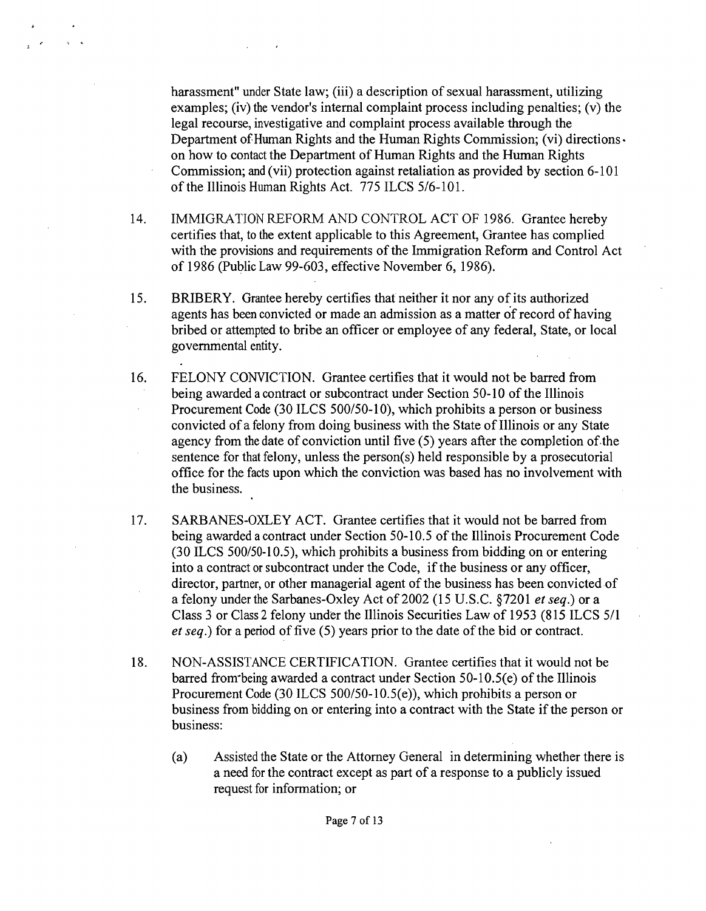harassment" under State law; (iii) a description of sexual harassment, utilizing examples; (iv) the vendor's internal complaint process including penalties; (v) the legal recourse, investigative and complaint process available through the Department of Human Rights and the Human Rights Commission; (vi) directions on how to contact the Department of Human Rights and the Human Rights Commission; and (vii) protection against retaliation as provided by section 6-101 of the Illinois Human Rights Act. 775 ILCS 5/6-101.

14. IMMIGRATION REFORM AND CONTROL ACT OF 1986. Grantee hereby certifies that, to the extent applicable to this Agreement, Grantee has complied with the provisions and requirements of the Immigration Reform and Control Act of 1986 (Public Law 99-603, effective November 6, 1986).

15. BRIBERY. Grantee hereby certifies that neither it nor any of its authorized agents has been convicted or made an admission as a matter of record of having bribed or attempted to bribe an officer or employee of any federal, State, or local governmental entity.

16. FELONY CONVICTION. Grantee certifies that it would not be barred from being awarded a contract or subcontract under Section 50-10 of the Illinois Procurement Code (30 ILCS 500/50-10), which prohibits a person or business convicted of a felony from doing business with the State of Illinois or any State agency from the date of conviction until five (5) years after the completion of the sentence for that felony, unless the person(s) held responsible by a prosecutorial office for the facts upon which the conviction was based has no involvement with the business.

17. SARBANES-OXLEY ACT. Grantee certifies that it would not be barred from being awarded a contract under Section 50-10.5 of the Illinois Procurement Code (30 ILCS 500/50-10.5), which prohibits a business from bidding on or entering into a contract or subcontract under the Code, if the business or any officer, director, partner, or other managerial agent of the business has been convicted of a felony under the Sarbanes-Oxley Act of 2002 (15 U.S.C. §7201 *et seq.*) or a Class 3 or Class 2 felony under the Illinois Securities Law of 1953 (815 ILCS 5/1 *et seq.*) for a period of five (5) years prior to the date of the bid or contract.

18. NON-ASSISTANCE CERTIFICATION. Grantee certifies that it would not be barred from being awarded a contract under Section 50-10.5(e) of the Illinois Procurement Code (30 ILCS 500/50-10.5(e)), which prohibits a person or business from bidding on or entering into a contract with the State if the person or business:

    (a) Assisted the State or the Attorney General in determining whether there is a need for the contract except as part of a response to a publicly issued request for information; or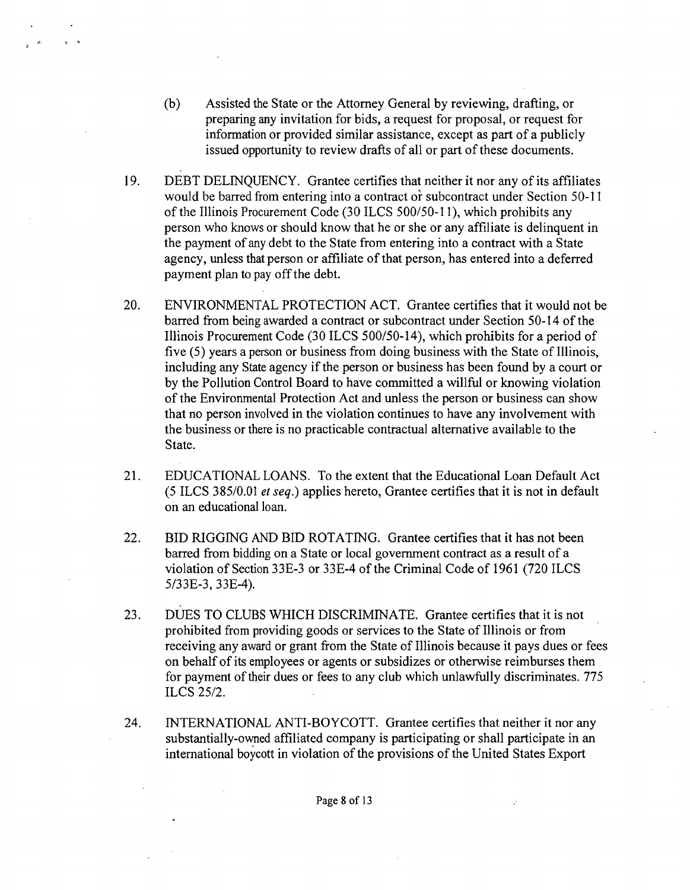(b) Assisted the State or the Attorney General by reviewing, drafting, or preparing any invitation for bids, a request for proposal, or request for information or provided similar assistance, except as part of a publicly issued opportunity to review drafts of all or part of these documents.

19. DEBT DELINQUENCY. Grantee certifies that neither it nor any of its affiliates would be barred from entering into a contract or subcontract under Section 50-11 of the Illinois Procurement Code (30 ILCS 500/50-11), which prohibits any person who knows or should know that he or she or any affiliate is delinquent in the payment of any debt to the State from entering into a contract with a State agency, unless that person or affiliate of that person, has entered into a deferred payment plan to pay off the debt.

20. ENVIRONMENTAL PROTECTION ACT. Grantee certifies that it would not be barred from being awarded a contract or subcontract under Section 50-14 of the Illinois Procurement Code (30 ILCS 500/50-14), which prohibits for a period of five (5) years a person or business from doing business with the State of Illinois, including any State agency if the person or business has been found by a court or by the Pollution Control Board to have committed a willful or knowing violation of the Environmental Protection Act and unless the person or business can show that no person involved in the violation continues to have any involvement with the business or there is no practicable contractual alternative available to the State.

21. EDUCATIONAL LOANS. To the extent that the Educational Loan Default Act (5 ILCS 385/0.01 *et seq.*) applies hereto, Grantee certifies that it is not in default on an educational loan.

22. BID RIGGING AND BID ROTATING. Grantee certifies that it has not been barred from bidding on a State or local government contract as a result of a violation of Section 33E-3 or 33E-4 of the Criminal Code of 1961 (720 ILCS 5/33E-3, 33E-4).

23. DUES TO CLUBS WHICH DISCRIMINATE. Grantee certifies that it is not prohibited from providing goods or services to the State of Illinois or from receiving any award or grant from the State of Illinois because it pays dues or fees on behalf of its employees or agents or subsidizes or otherwise reimburses them for payment of their dues or fees to any club which unlawfully discriminates. 775 ILCS 25/2.

24. INTERNATIONAL ANTI-BOYCOTT. Grantee certifies that neither it nor any substantially-owned affiliated company is participating or shall participate in an international boycott in violation of the provisions of the United States Export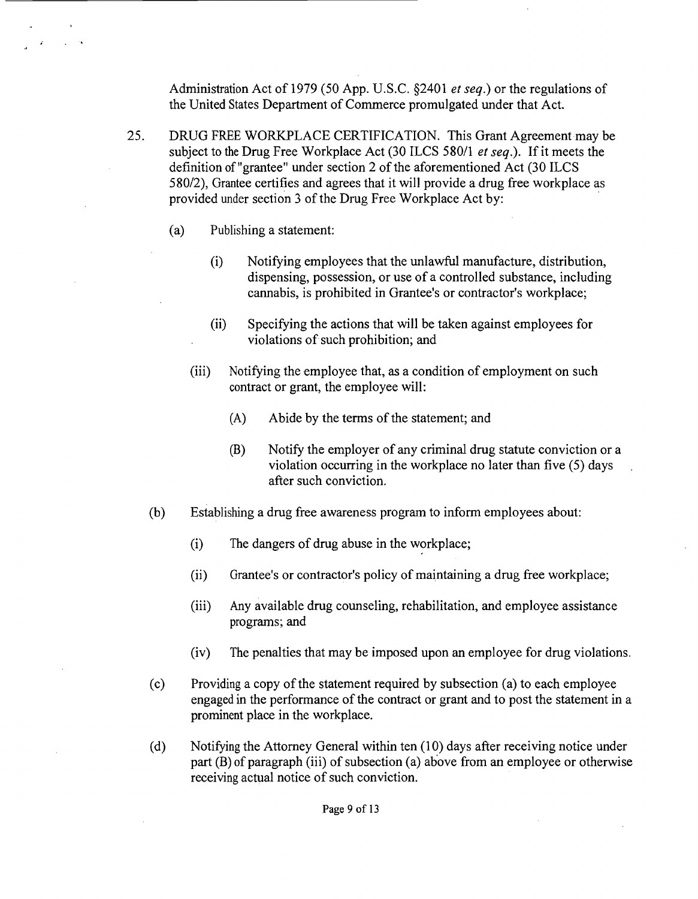Administration Act of 1979 (50 App. U.S.C. §2401 *et seq.*) or the regulations of the United States Department of Commerce promulgated under that Act.

25. DRUG FREE WORKPLACE CERTIFICATION. This Grant Agreement may be subject to the Drug Free Workplace Act (30 ILCS 580/1 *et seq.*). If it meets the definition of "grantee" under section 2 of the aforementioned Act (30 ILCS 580/2), Grantee certifies and agrees that it will provide a drug free workplace as provided under section 3 of the Drug Free Workplace Act by:

    (a) Publishing a statement:

        (i) Notifying employees that the unlawful manufacture, distribution, dispensing, possession, or use of a controlled substance, including cannabis, is prohibited in Grantee's or contractor's workplace;

        (ii) Specifying the actions that will be taken against employees for violations of such prohibition; and

        (iii) Notifying the employee that, as a condition of employment on such contract or grant, the employee will:

            (A) Abide by the terms of the statement; and

            (B) Notify the employer of any criminal drug statute conviction or a violation occurring in the workplace no later than five (5) days after such conviction.

    (b) Establishing a drug free awareness program to inform employees about:

        (i) The dangers of drug abuse in the workplace;

        (ii) Grantee's or contractor's policy of maintaining a drug free workplace;

        (iii) Any available drug counseling, rehabilitation, and employee assistance programs; and

        (iv) The penalties that may be imposed upon an employee for drug violations.

    (c) Providing a copy of the statement required by subsection (a) to each employee engaged in the performance of the contract or grant and to post the statement in a prominent place in the workplace.

    (d) Notifying the Attorney General within ten (10) days after receiving notice under part (B) of paragraph (iii) of subsection (a) above from an employee or otherwise receiving actual notice of such conviction.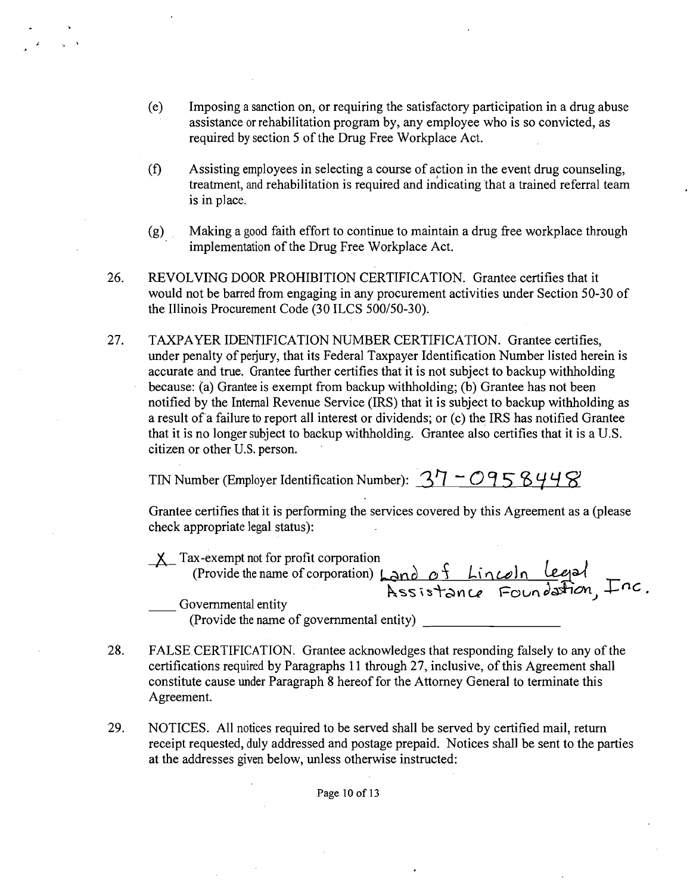(e) Imposing a sanction on, or requiring the satisfactory participation in a drug abuse assistance or rehabilitation program by, any employee who is so convicted, as required by section 5 of the Drug Free Workplace Act.

(f) Assisting employees in selecting a course of action in the event drug counseling, treatment, and rehabilitation is required and indicating that a trained referral team is in place.

(g) Making a good faith effort to continue to maintain a drug free workplace through implementation of the Drug Free Workplace Act.

26. REVOLVING DOOR PROHIBITION CERTIFICATION. Grantee certifies that it would not be barred from engaging in any procurement activities under Section 50-30 of the Illinois Procurement Code (30 ILCS 500/50-30).

27. TAXPAYER IDENTIFICATION NUMBER CERTIFICATION. Grantee certifies, under penalty of perjury, that its Federal Taxpayer Identification Number listed herein is accurate and true. Grantee further certifies that it is not subject to backup withholding because: (a) Grantee is exempt from backup withholding; (b) Grantee has not been notified by the Internal Revenue Service (IRS) that it is subject to backup withholding as a result of a failure to report all interest or dividends; or (c) the IRS has notified Grantee that it is no longer subject to backup withholding. Grantee also certifies that it is a U.S. citizen or other U.S. person.

TIN Number (Employer Identification Number): 37 - 0958448

Grantee certifies that it is performing the services covered by this Agreement as a (please check appropriate legal status):

_X_ Tax-exempt not for profit corporation
(Provide the name of corporation) Land of Lincoln Legal Assistance Foundation, Inc.

____ Governmental entity
(Provide the name of governmental entity) ____________________

28. FALSE CERTIFICATION. Grantee acknowledges that responding falsely to any of the certifications required by Paragraphs 11 through 27, inclusive, of this Agreement shall constitute cause under Paragraph 8 hereof for the Attorney General to terminate this Agreement.

29. NOTICES. All notices required to be served shall be served by certified mail, return receipt requested, duly addressed and postage prepaid. Notices shall be sent to the parties at the addresses given below, unless otherwise instructed: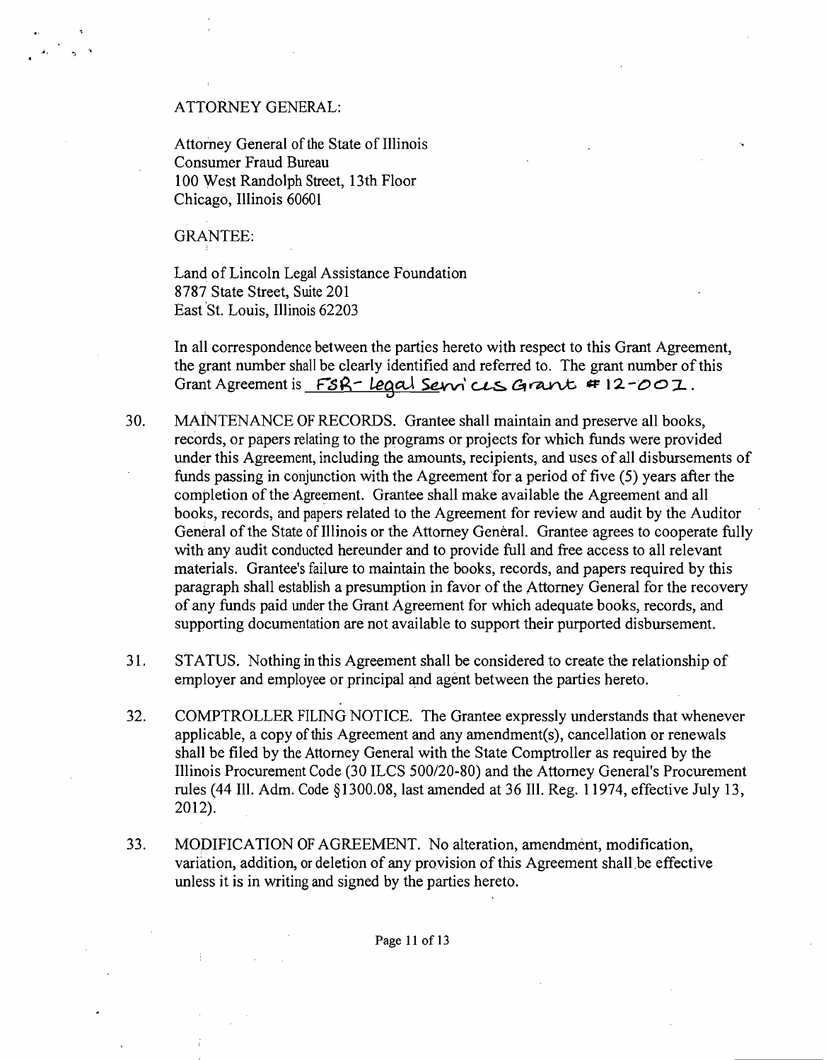ATTORNEY GENERAL:

Attorney General of the State of Illinois
Consumer Fraud Bureau
100 West Randolph Street, 13th Floor
Chicago, Illinois 60601

GRANTEE:

Land of Lincoln Legal Assistance Foundation
8787 State Street, Suite 201
East St. Louis, Illinois 62203

In all correspondence between the parties hereto with respect to this Grant Agreement, the grant number shall be clearly identified and referred to. The grant number of this Grant Agreement is FSR- Legal Services Grant #12-002.

30. MAINTENANCE OF RECORDS. Grantee shall maintain and preserve all books, records, or papers relating to the programs or projects for which funds were provided under this Agreement, including the amounts, recipients, and uses of all disbursements of funds passing in conjunction with the Agreement for a period of five (5) years after the completion of the Agreement. Grantee shall make available the Agreement and all books, records, and papers related to the Agreement for review and audit by the Auditor General of the State of Illinois or the Attorney General. Grantee agrees to cooperate fully with any audit conducted hereunder and to provide full and free access to all relevant materials. Grantee's failure to maintain the books, records, and papers required by this paragraph shall establish a presumption in favor of the Attorney General for the recovery of any funds paid under the Grant Agreement for which adequate books, records, and supporting documentation are not available to support their purported disbursement.

31. STATUS. Nothing in this Agreement shall be considered to create the relationship of employer and employee or principal and agent between the parties hereto.

32. COMPTROLLER FILING NOTICE. The Grantee expressly understands that whenever applicable, a copy of this Agreement and any amendment(s), cancellation or renewals shall be filed by the Attorney General with the State Comptroller as required by the Illinois Procurement Code (30 ILCS 500/20-80) and the Attorney General's Procurement rules (44 Ill. Adm. Code §1300.08, last amended at 36 Ill. Reg. 11974, effective July 13, 2012).

33. MODIFICATION OF AGREEMENT. No alteration, amendment, modification, variation, addition, or deletion of any provision of this Agreement shall be effective unless it is in writing and signed by the parties hereto.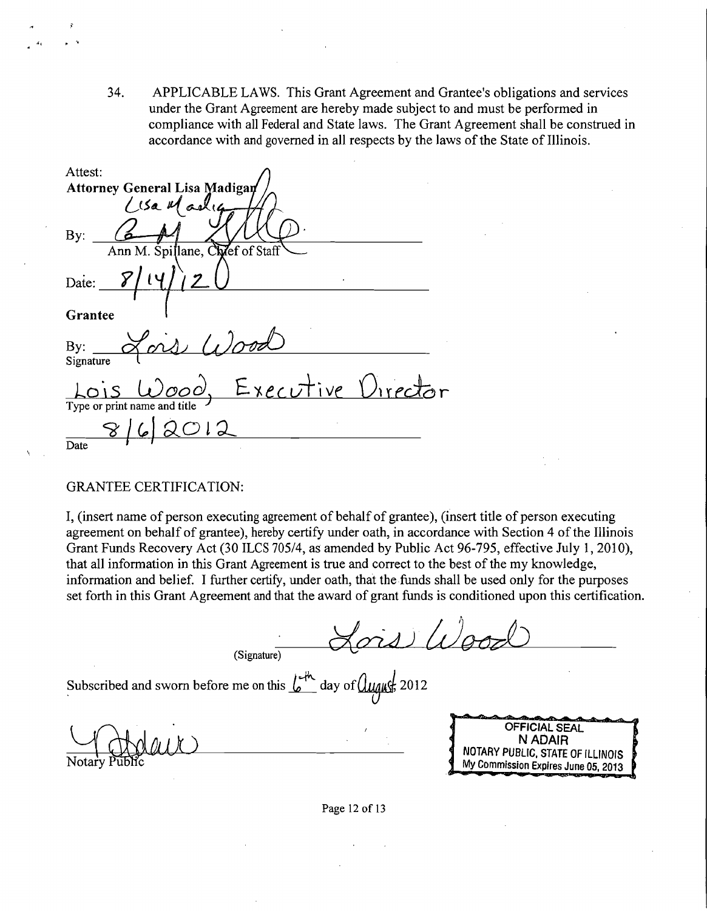34. APPLICABLE LAWS. This Grant Agreement and Grantee's obligations and services under the Grant Agreement are hereby made subject to and must be performed in compliance with all Federal and State laws. The Grant Agreement shall be construed in accordance with and governed in all respects by the laws of the State of Illinois.

Attest:
**Attorney General Lisa Madigan**
Lisa Madigan

By: ______________________________
Ann M. Spillane, Chief of Staff

Date: 8/14/12

**Grantee**

By: Lois Wood
Signature

Lois Wood, Executive Director
Type or print name and title

8/6/2012
Date

GRANTEE CERTIFICATION:

I, (insert name of person executing agreement of behalf of grantee), (insert title of person executing agreement on behalf of grantee), hereby certify under oath, in accordance with Section 4 of the Illinois Grant Funds Recovery Act (30 ILCS 705/4, as amended by Public Act 96-795, effective July 1, 2010), that all information in this Grant Agreement is true and correct to the best of the my knowledge, information and belief. I further certify, under oath, that the funds shall be used only for the purposes set forth in this Grant Agreement and that the award of grant funds is conditioned upon this certification.

(Signature) Lois Wood

Subscribed and sworn before me on this 6th day of August 2012

N Adair
Notary Public

OFFICIAL SEAL
N ADAIR
NOTARY PUBLIC, STATE OF ILLINOIS
My Commission Expires June 05, 2013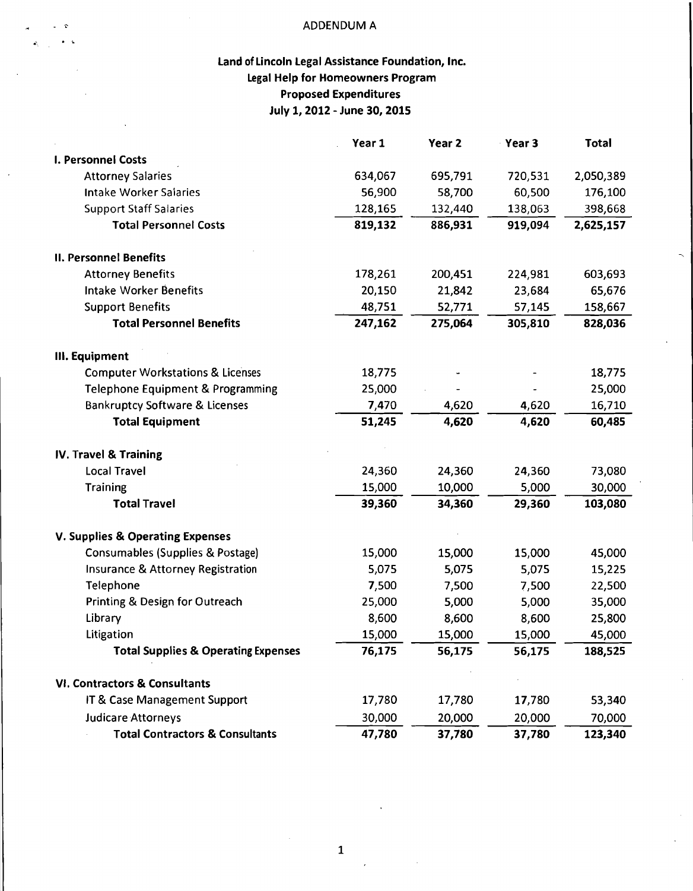ADDENDUM A

# Land of Lincoln Legal Assistance Foundation, Inc.
## Legal Help for Homeowners Program
## Proposed Expenditures
## July 1, 2012 - June 30, 2015

| | Year 1 | Year 2 | Year 3 | Total |
|---|---|---|---|---|
| **I. Personnel Costs** | | | | |
| Attorney Salaries | 634,067 | 695,791 | 720,531 | 2,050,389 |
| Intake Worker Salaries | 56,900 | 58,700 | 60,500 | 176,100 |
| Support Staff Salaries | 128,165 | 132,440 | 138,063 | 398,668 |
| **Total Personnel Costs** | **819,132** | **886,931** | **919,094** | **2,625,157** |
| **II. Personnel Benefits** | | | | |
| Attorney Benefits | 178,261 | 200,451 | 224,981 | 603,693 |
| Intake Worker Benefits | 20,150 | 21,842 | 23,684 | 65,676 |
| Support Benefits | 48,751 | 52,771 | 57,145 | 158,667 |
| **Total Personnel Benefits** | **247,162** | **275,064** | **305,810** | **828,036** |
| **III. Equipment** | | | | |
| Computer Workstations & Licenses | 18,775 | - | - | 18,775 |
| Telephone Equipment & Programming | 25,000 | - | - | 25,000 |
| Bankruptcy Software & Licenses | 7,470 | 4,620 | 4,620 | 16,710 |
| **Total Equipment** | **51,245** | **4,620** | **4,620** | **60,485** |
| **IV. Travel & Training** | | | | |
| Local Travel | 24,360 | 24,360 | 24,360 | 73,080 |
| Training | 15,000 | 10,000 | 5,000 | 30,000 |
| **Total Travel** | **39,360** | **34,360** | **29,360** | **103,080** |
| **V. Supplies & Operating Expenses** | | | | |
| Consumables (Supplies & Postage) | 15,000 | 15,000 | 15,000 | 45,000 |
| Insurance & Attorney Registration | 5,075 | 5,075 | 5,075 | 15,225 |
| Telephone | 7,500 | 7,500 | 7,500 | 22,500 |
| Printing & Design for Outreach | 25,000 | 5,000 | 5,000 | 35,000 |
| Library | 8,600 | 8,600 | 8,600 | 25,800 |
| Litigation | 15,000 | 15,000 | 15,000 | 45,000 |
| **Total Supplies & Operating Expenses** | **76,175** | **56,175** | **56,175** | **188,525** |
| **VI. Contractors & Consultants** | | | | |
| IT & Case Management Support | 17,780 | 17,780 | 17,780 | 53,340 |
| Judicare Attorneys | 30,000 | 20,000 | 20,000 | 70,000 |
| **Total Contractors & Consultants** | **47,780** | **37,780** | **37,780** | **123,340** |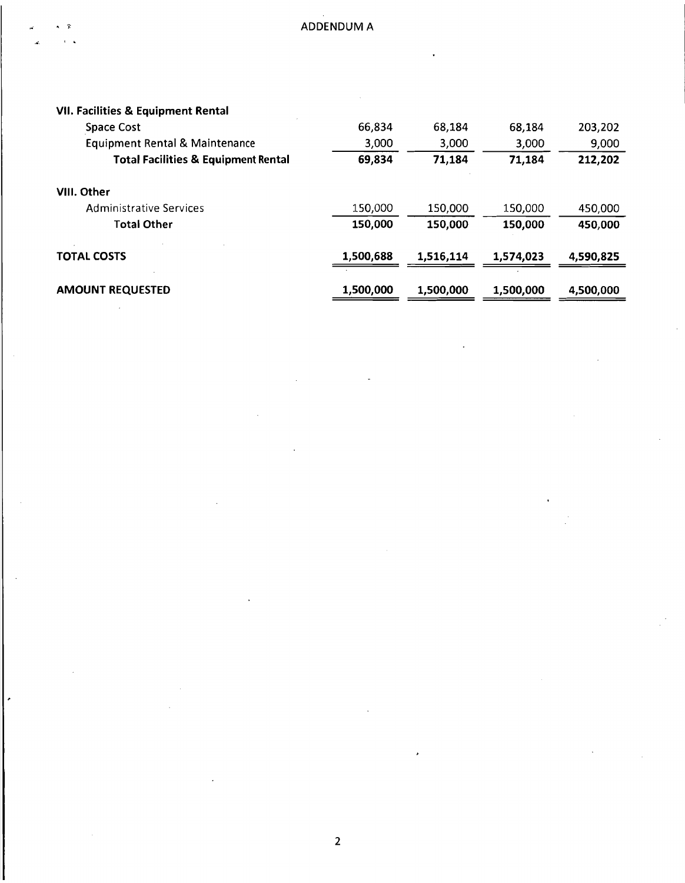ADDENDUM A

| | | | | |
|---|---|---|---|---|
| **VII. Facilities & Equipment Rental** | | | | |
| Space Cost | 66,834 | 68,184 | 68,184 | 203,202 |
| Equipment Rental & Maintenance | 3,000 | 3,000 | 3,000 | 9,000 |
| **Total Facilities & Equipment Rental** | **69,834** | **71,184** | **71,184** | **212,202** |
| **VIII. Other** | | | | |
| Administrative Services | 150,000 | 150,000 | 150,000 | 450,000 |
| **Total Other** | **150,000** | **150,000** | **150,000** | **450,000** |
| **TOTAL COSTS** | **1,500,688** | **1,516,114** | **1,574,023** | **4,590,825** |
| **AMOUNT REQUESTED** | **1,500,000** | **1,500,000** | **1,500,000** | **4,500,000** |